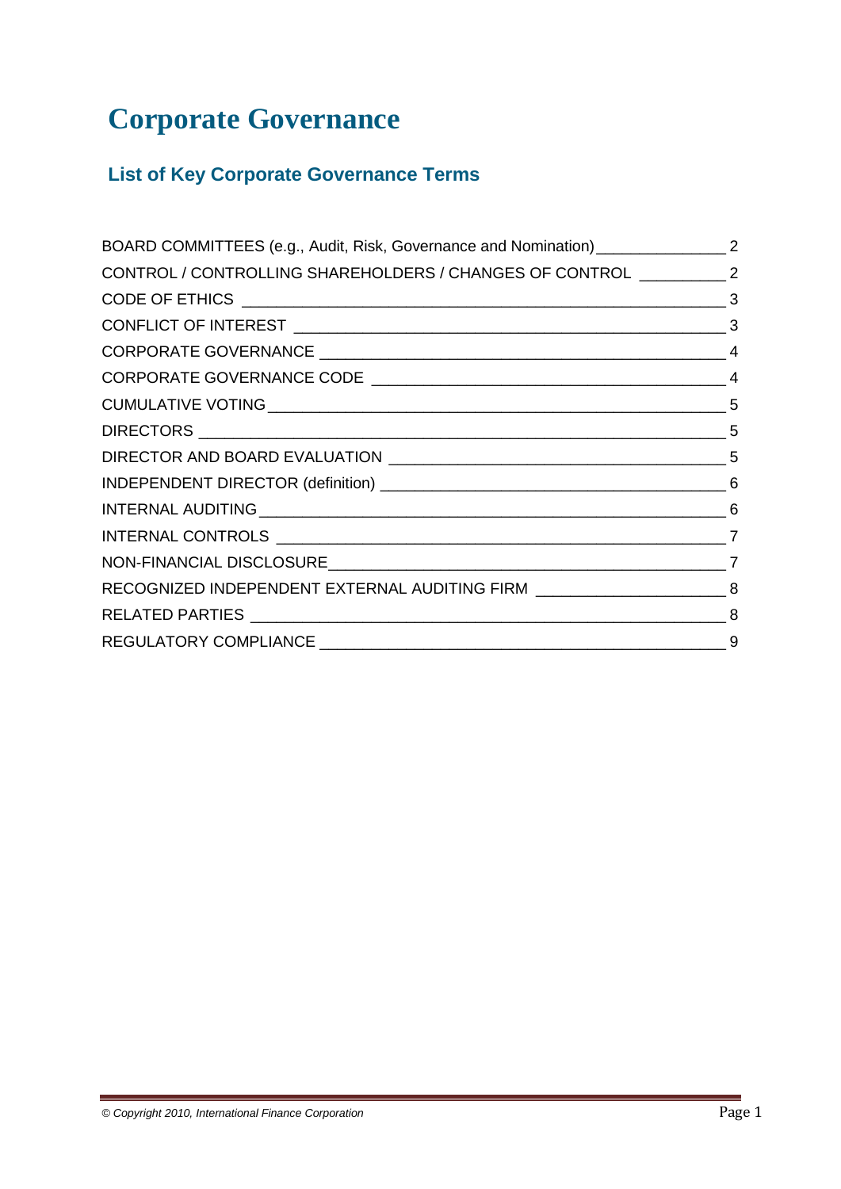# Corporate Governance

## List of Key Corporate Governance Terms

| Term | Page |
|---|---|
| BOARD COMMITTEES (e.g., Audit, Risk, Governance and Nomination) | 2 |
| CONTROL / CONTROLLING SHAREHOLDERS / CHANGES OF CONTROL | 2 |
| CODE OF ETHICS | 3 |
| CONFLICT OF INTEREST | 3 |
| CORPORATE GOVERNANCE | 4 |
| CORPORATE GOVERNANCE CODE | 4 |
| CUMULATIVE VOTING | 5 |
| DIRECTORS | 5 |
| DIRECTOR AND BOARD EVALUATION | 5 |
| INDEPENDENT DIRECTOR (definition) | 6 |
| INTERNAL AUDITING | 6 |
| INTERNAL CONTROLS | 7 |
| NON-FINANCIAL DISCLOSURE | 7 |
| RECOGNIZED INDEPENDENT EXTERNAL AUDITING FIRM | 8 |
| RELATED PARTIES | 8 |
| REGULATORY COMPLIANCE | 9 |

*© Copyright 2010, International Finance Corporation*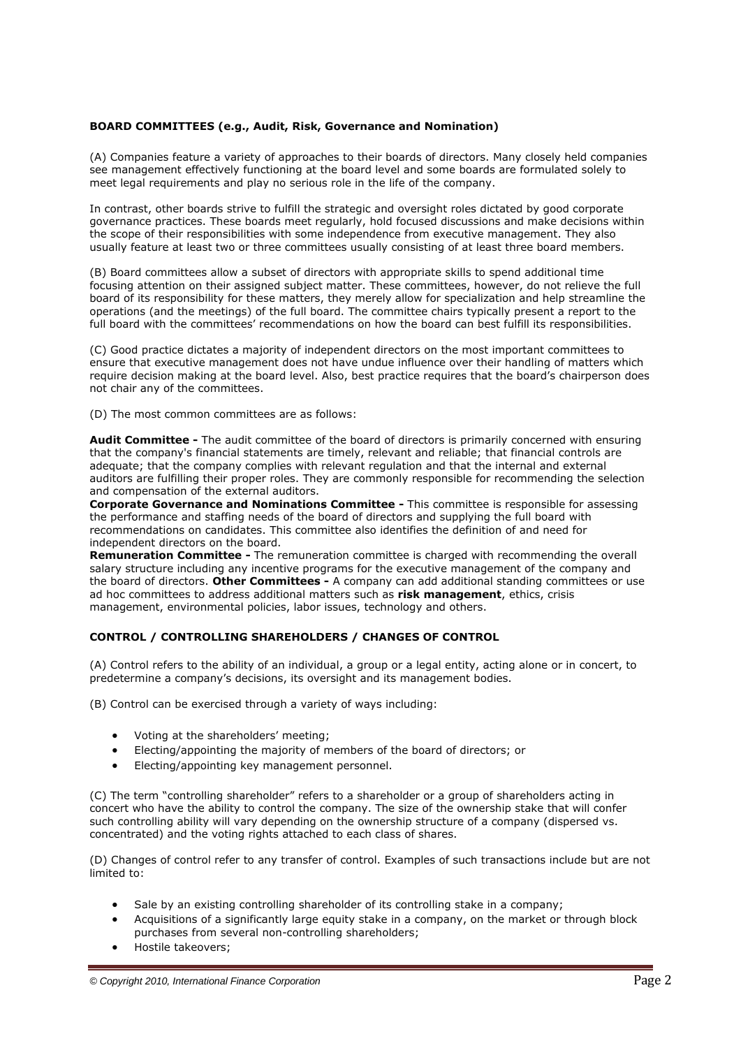**BOARD COMMITTEES (e.g., Audit, Risk, Governance and Nomination)**

(A) Companies feature a variety of approaches to their boards of directors. Many closely held companies see management effectively functioning at the board level and some boards are formulated solely to meet legal requirements and play no serious role in the life of the company.

In contrast, other boards strive to fulfill the strategic and oversight roles dictated by good corporate governance practices. These boards meet regularly, hold focused discussions and make decisions within the scope of their responsibilities with some independence from executive management. They also usually feature at least two or three committees usually consisting of at least three board members.

(B) Board committees allow a subset of directors with appropriate skills to spend additional time focusing attention on their assigned subject matter. These committees, however, do not relieve the full board of its responsibility for these matters, they merely allow for specialization and help streamline the operations (and the meetings) of the full board. The committee chairs typically present a report to the full board with the committees' recommendations on how the board can best fulfill its responsibilities.

(C) Good practice dictates a majority of independent directors on the most important committees to ensure that executive management does not have undue influence over their handling of matters which require decision making at the board level. Also, best practice requires that the board's chairperson does not chair any of the committees.

(D) The most common committees are as follows:

**Audit Committee -** The audit committee of the board of directors is primarily concerned with ensuring that the company's financial statements are timely, relevant and reliable; that financial controls are adequate; that the company complies with relevant regulation and that the internal and external auditors are fulfilling their proper roles. They are commonly responsible for recommending the selection and compensation of the external auditors.
**Corporate Governance and Nominations Committee -** This committee is responsible for assessing the performance and staffing needs of the board of directors and supplying the full board with recommendations on candidates. This committee also identifies the definition of and need for independent directors on the board.
**Remuneration Committee -** The remuneration committee is charged with recommending the overall salary structure including any incentive programs for the executive management of the company and the board of directors. **Other Committees -** A company can add additional standing committees or use ad hoc committees to address additional matters such as **risk management**, ethics, crisis management, environmental policies, labor issues, technology and others.

**CONTROL / CONTROLLING SHAREHOLDERS / CHANGES OF CONTROL**

(A) Control refers to the ability of an individual, a group or a legal entity, acting alone or in concert, to predetermine a company's decisions, its oversight and its management bodies.

(B) Control can be exercised through a variety of ways including:

- Voting at the shareholders' meeting;
- Electing/appointing the majority of members of the board of directors; or
- Electing/appointing key management personnel.

(C) The term "controlling shareholder" refers to a shareholder or a group of shareholders acting in concert who have the ability to control the company. The size of the ownership stake that will confer such controlling ability will vary depending on the ownership structure of a company (dispersed vs. concentrated) and the voting rights attached to each class of shares.

(D) Changes of control refer to any transfer of control. Examples of such transactions include but are not limited to:

- Sale by an existing controlling shareholder of its controlling stake in a company;
- Acquisitions of a significantly large equity stake in a company, on the market or through block purchases from several non-controlling shareholders;
- Hostile takeovers;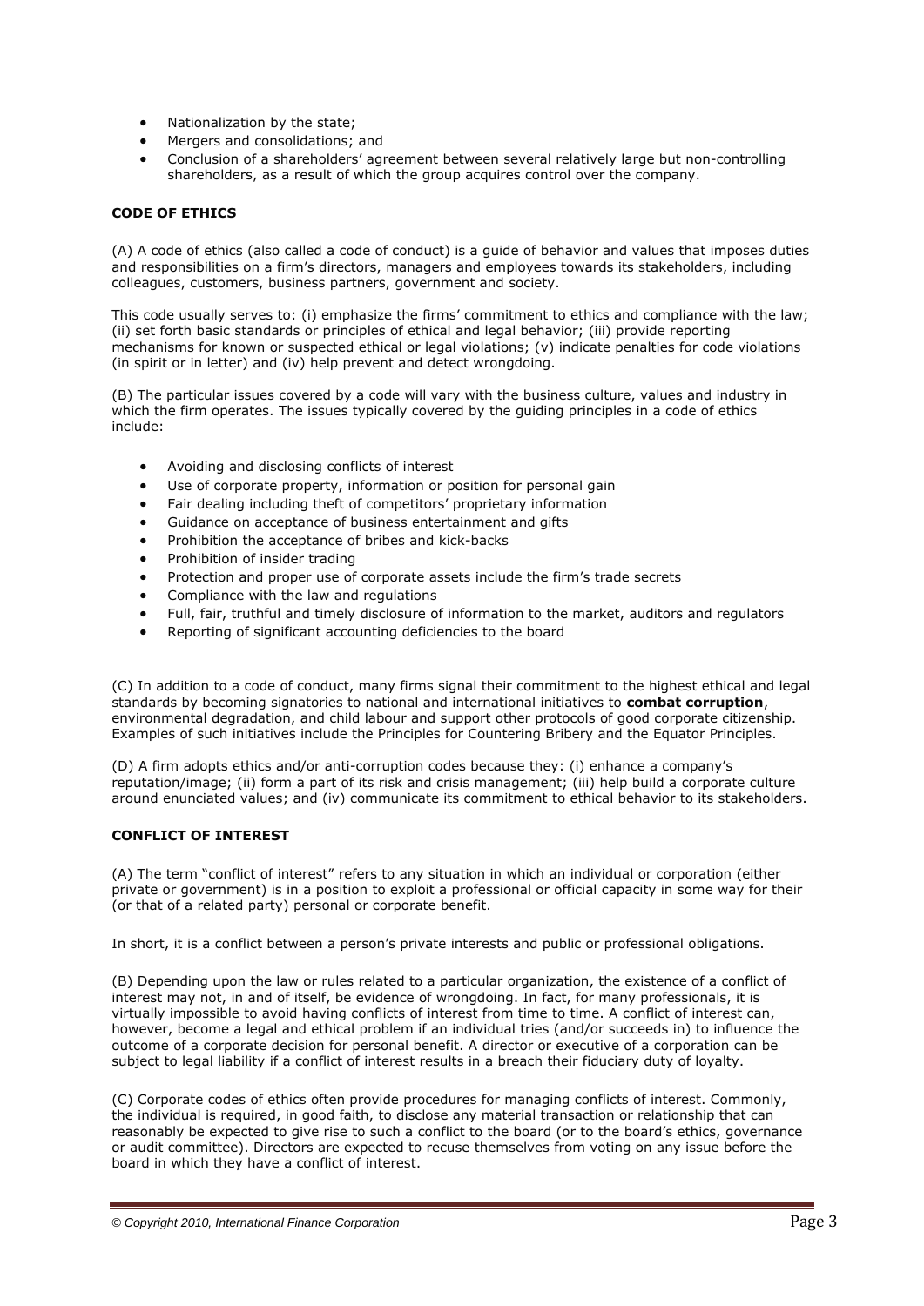- Nationalization by the state;
- Mergers and consolidations; and
- Conclusion of a shareholders' agreement between several relatively large but non-controlling shareholders, as a result of which the group acquires control over the company.

### CODE OF ETHICS

(A) A code of ethics (also called a code of conduct) is a guide of behavior and values that imposes duties and responsibilities on a firm's directors, managers and employees towards its stakeholders, including colleagues, customers, business partners, government and society.

This code usually serves to: (i) emphasize the firms' commitment to ethics and compliance with the law; (ii) set forth basic standards or principles of ethical and legal behavior; (iii) provide reporting mechanisms for known or suspected ethical or legal violations; (v) indicate penalties for code violations (in spirit or in letter) and (iv) help prevent and detect wrongdoing.

(B) The particular issues covered by a code will vary with the business culture, values and industry in which the firm operates. The issues typically covered by the guiding principles in a code of ethics include:

- Avoiding and disclosing conflicts of interest
- Use of corporate property, information or position for personal gain
- Fair dealing including theft of competitors' proprietary information
- Guidance on acceptance of business entertainment and gifts
- Prohibition the acceptance of bribes and kick-backs
- Prohibition of insider trading
- Protection and proper use of corporate assets include the firm's trade secrets
- Compliance with the law and regulations
- Full, fair, truthful and timely disclosure of information to the market, auditors and regulators
- Reporting of significant accounting deficiencies to the board

(C) In addition to a code of conduct, many firms signal their commitment to the highest ethical and legal standards by becoming signatories to national and international initiatives to **combat corruption**, environmental degradation, and child labour and support other protocols of good corporate citizenship. Examples of such initiatives include the Principles for Countering Bribery and the Equator Principles.

(D) A firm adopts ethics and/or anti-corruption codes because they: (i) enhance a company's reputation/image; (ii) form a part of its risk and crisis management; (iii) help build a corporate culture around enunciated values; and (iv) communicate its commitment to ethical behavior to its stakeholders.

### CONFLICT OF INTEREST

(A) The term "conflict of interest" refers to any situation in which an individual or corporation (either private or government) is in a position to exploit a professional or official capacity in some way for their (or that of a related party) personal or corporate benefit.

In short, it is a conflict between a person's private interests and public or professional obligations.

(B) Depending upon the law or rules related to a particular organization, the existence of a conflict of interest may not, in and of itself, be evidence of wrongdoing. In fact, for many professionals, it is virtually impossible to avoid having conflicts of interest from time to time. A conflict of interest can, however, become a legal and ethical problem if an individual tries (and/or succeeds in) to influence the outcome of a corporate decision for personal benefit. A director or executive of a corporation can be subject to legal liability if a conflict of interest results in a breach their fiduciary duty of loyalty.

(C) Corporate codes of ethics often provide procedures for managing conflicts of interest. Commonly, the individual is required, in good faith, to disclose any material transaction or relationship that can reasonably be expected to give rise to such a conflict to the board (or to the board's ethics, governance or audit committee). Directors are expected to recuse themselves from voting on any issue before the board in which they have a conflict of interest.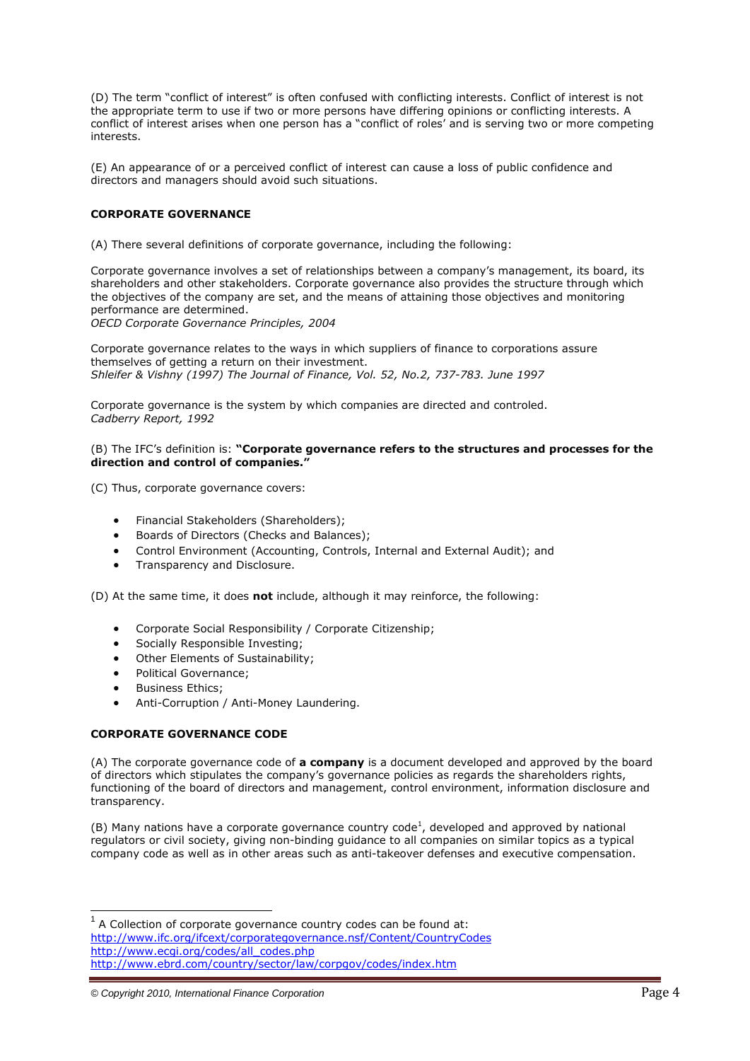(D) The term "conflict of interest" is often confused with conflicting interests. Conflict of interest is not the appropriate term to use if two or more persons have differing opinions or conflicting interests. A conflict of interest arises when one person has a "conflict of roles' and is serving two or more competing interests.

(E) An appearance of or a perceived conflict of interest can cause a loss of public confidence and directors and managers should avoid such situations.

### CORPORATE GOVERNANCE

(A) There several definitions of corporate governance, including the following:

Corporate governance involves a set of relationships between a company's management, its board, its shareholders and other stakeholders. Corporate governance also provides the structure through which the objectives of the company are set, and the means of attaining those objectives and monitoring performance are determined.
*OECD Corporate Governance Principles, 2004*

Corporate governance relates to the ways in which suppliers of finance to corporations assure themselves of getting a return on their investment.
*Shleifer & Vishny (1997) The Journal of Finance, Vol. 52, No.2, 737-783. June 1997*

Corporate governance is the system by which companies are directed and controled.
*Cadberry Report, 1992*

(B) The IFC's definition is: **"Corporate governance refers to the structures and processes for the direction and control of companies."**

(C) Thus, corporate governance covers:

- Financial Stakeholders (Shareholders);
- Boards of Directors (Checks and Balances);
- Control Environment (Accounting, Controls, Internal and External Audit); and
- Transparency and Disclosure.

(D) At the same time, it does **not** include, although it may reinforce, the following:

- Corporate Social Responsibility / Corporate Citizenship;
- Socially Responsible Investing;
- Other Elements of Sustainability;
- Political Governance;
- Business Ethics;
- Anti-Corruption / Anti-Money Laundering.

### CORPORATE GOVERNANCE CODE

(A) The corporate governance code of **a company** is a document developed and approved by the board of directors which stipulates the company's governance policies as regards the shareholders rights, functioning of the board of directors and management, control environment, information disclosure and transparency.

(B) Many nations have a corporate governance country code[1], developed and approved by national regulators or civil society, giving non-binding guidance to all companies on similar topics as a typical company code as well as in other areas such as anti-takeover defenses and executive compensation.

---

[1] A Collection of corporate governance country codes can be found at:
http://www.ifc.org/ifcext/corporategovernance.nsf/Content/CountryCodes
http://www.ecgi.org/codes/all_codes.php
http://www.ebrd.com/country/sector/law/corpgov/codes/index.htm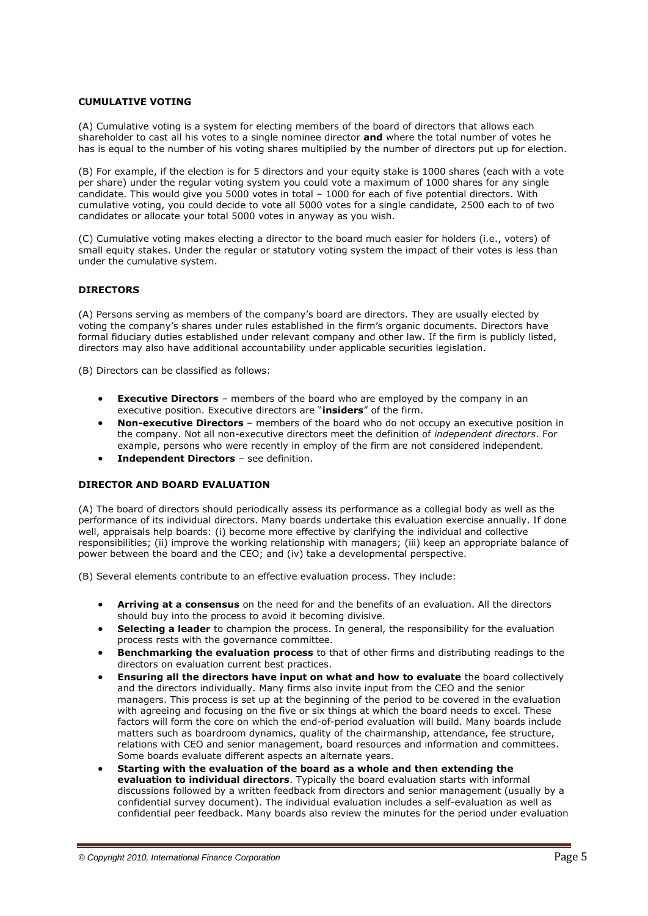**CUMULATIVE VOTING**

(A) Cumulative voting is a system for electing members of the board of directors that allows each shareholder to cast all his votes to a single nominee director **and** where the total number of votes he has is equal to the number of his voting shares multiplied by the number of directors put up for election.

(B) For example, if the election is for 5 directors and your equity stake is 1000 shares (each with a vote per share) under the regular voting system you could vote a maximum of 1000 shares for any single candidate. This would give you 5000 votes in total – 1000 for each of five potential directors. With cumulative voting, you could decide to vote all 5000 votes for a single candidate, 2500 each to of two candidates or allocate your total 5000 votes in anyway as you wish.

(C) Cumulative voting makes electing a director to the board much easier for holders (i.e., voters) of small equity stakes. Under the regular or statutory voting system the impact of their votes is less than under the cumulative system.

**DIRECTORS**

(A) Persons serving as members of the company's board are directors. They are usually elected by voting the company's shares under rules established in the firm's organic documents. Directors have formal fiduciary duties established under relevant company and other law. If the firm is publicly listed, directors may also have additional accountability under applicable securities legislation.

(B) Directors can be classified as follows:

- **Executive Directors** – members of the board who are employed by the company in an executive position. Executive directors are "**insiders**" of the firm.
- **Non-executive Directors** – members of the board who do not occupy an executive position in the company. Not all non-executive directors meet the definition of *independent directors*. For example, persons who were recently in employ of the firm are not considered independent.
- **Independent Directors** – see definition.

**DIRECTOR AND BOARD EVALUATION**

(A) The board of directors should periodically assess its performance as a collegial body as well as the performance of its individual directors. Many boards undertake this evaluation exercise annually. If done well, appraisals help boards: (i) become more effective by clarifying the individual and collective responsibilities; (ii) improve the working relationship with managers; (iii) keep an appropriate balance of power between the board and the CEO; and (iv) take a developmental perspective.

(B) Several elements contribute to an effective evaluation process. They include:

- **Arriving at a consensus** on the need for and the benefits of an evaluation. All the directors should buy into the process to avoid it becoming divisive.
- **Selecting a leader** to champion the process. In general, the responsibility for the evaluation process rests with the governance committee.
- **Benchmarking the evaluation process** to that of other firms and distributing readings to the directors on evaluation current best practices.
- **Ensuring all the directors have input on what and how to evaluate** the board collectively and the directors individually. Many firms also invite input from the CEO and the senior managers. This process is set up at the beginning of the period to be covered in the evaluation with agreeing and focusing on the five or six things at which the board needs to excel. These factors will form the core on which the end-of-period evaluation will build. Many boards include matters such as boardroom dynamics, quality of the chairmanship, attendance, fee structure, relations with CEO and senior management, board resources and information and committees. Some boards evaluate different aspects an alternate years.
- **Starting with the evaluation of the board as a whole and then extending the evaluation to individual directors**. Typically the board evaluation starts with informal discussions followed by a written feedback from directors and senior management (usually by a confidential survey document). The individual evaluation includes a self-evaluation as well as confidential peer feedback. Many boards also review the minutes for the period under evaluation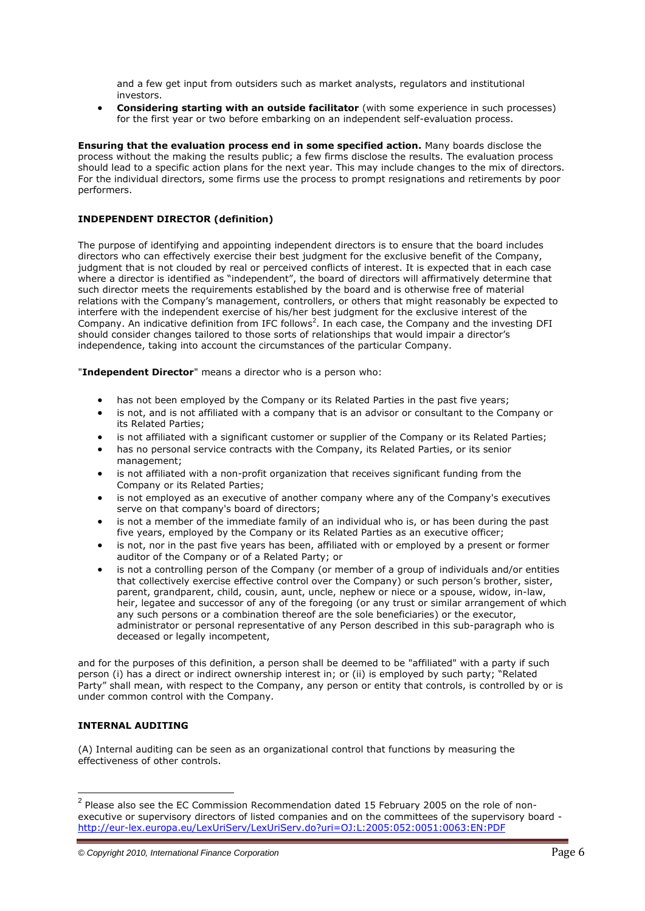and a few get input from outsiders such as market analysts, regulators and institutional investors.

- **Considering starting with an outside facilitator** (with some experience in such processes) for the first year or two before embarking on an independent self-evaluation process.

**Ensuring that the evaluation process end in some specified action.** Many boards disclose the process without the making the results public; a few firms disclose the results. The evaluation process should lead to a specific action plans for the next year. This may include changes to the mix of directors. For the individual directors, some firms use the process to prompt resignations and retirements by poor performers.

**INDEPENDENT DIRECTOR (definition)**

The purpose of identifying and appointing independent directors is to ensure that the board includes directors who can effectively exercise their best judgment for the exclusive benefit of the Company, judgment that is not clouded by real or perceived conflicts of interest. It is expected that in each case where a director is identified as "independent", the board of directors will affirmatively determine that such director meets the requirements established by the board and is otherwise free of material relations with the Company's management, controllers, or others that might reasonably be expected to interfere with the independent exercise of his/her best judgment for the exclusive interest of the Company. An indicative definition from IFC follows[2]. In each case, the Company and the investing DFI should consider changes tailored to those sorts of relationships that would impair a director's independence, taking into account the circumstances of the particular Company.

"**Independent Director**" means a director who is a person who:

- has not been employed by the Company or its Related Parties in the past five years;
- is not, and is not affiliated with a company that is an advisor or consultant to the Company or its Related Parties;
- is not affiliated with a significant customer or supplier of the Company or its Related Parties;
- has no personal service contracts with the Company, its Related Parties, or its senior management;
- is not affiliated with a non-profit organization that receives significant funding from the Company or its Related Parties;
- is not employed as an executive of another company where any of the Company's executives serve on that company's board of directors;
- is not a member of the immediate family of an individual who is, or has been during the past five years, employed by the Company or its Related Parties as an executive officer;
- is not, nor in the past five years has been, affiliated with or employed by a present or former auditor of the Company or of a Related Party; or
- is not a controlling person of the Company (or member of a group of individuals and/or entities that collectively exercise effective control over the Company) or such person's brother, sister, parent, grandparent, child, cousin, aunt, uncle, nephew or niece or a spouse, widow, in-law, heir, legatee and successor of any of the foregoing (or any trust or similar arrangement of which any such persons or a combination thereof are the sole beneficiaries) or the executor, administrator or personal representative of any Person described in this sub-paragraph who is deceased or legally incompetent,

and for the purposes of this definition, a person shall be deemed to be "affiliated" with a party if such person (i) has a direct or indirect ownership interest in; or (ii) is employed by such party; "Related Party" shall mean, with respect to the Company, any person or entity that controls, is controlled by or is under common control with the Company.

**INTERNAL AUDITING**

(A) Internal auditing can be seen as an organizational control that functions by measuring the effectiveness of other controls.

[2] Please also see the EC Commission Recommendation dated 15 February 2005 on the role of non-executive or supervisory directors of listed companies and on the committees of the supervisory board - http://eur-lex.europa.eu/LexUriServ/LexUriServ.do?uri=OJ:L:2005:052:0051:0063:EN:PDF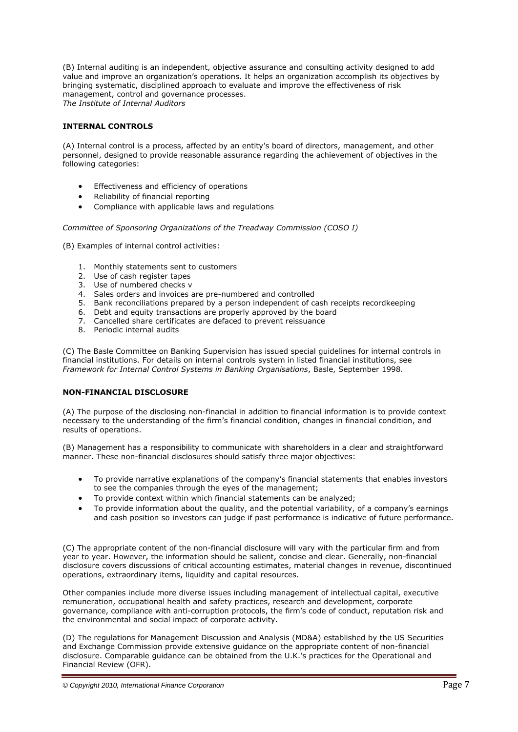(B) Internal auditing is an independent, objective assurance and consulting activity designed to add value and improve an organization's operations. It helps an organization accomplish its objectives by bringing systematic, disciplined approach to evaluate and improve the effectiveness of risk management, control and governance processes.
*The Institute of Internal Auditors*

**INTERNAL CONTROLS**

(A) Internal control is a process, affected by an entity's board of directors, management, and other personnel, designed to provide reasonable assurance regarding the achievement of objectives in the following categories:

- Effectiveness and efficiency of operations
- Reliability of financial reporting
- Compliance with applicable laws and regulations

*Committee of Sponsoring Organizations of the Treadway Commission (COSO I)*

(B) Examples of internal control activities:

1. Monthly statements sent to customers
2. Use of cash register tapes
3. Use of numbered checks v
4. Sales orders and invoices are pre-numbered and controlled
5. Bank reconciliations prepared by a person independent of cash receipts recordkeeping
6. Debt and equity transactions are properly approved by the board
7. Cancelled share certificates are defaced to prevent reissuance
8. Periodic internal audits

(C) The Basle Committee on Banking Supervision has issued special guidelines for internal controls in financial institutions. For details on internal controls system in listed financial institutions, see *Framework for Internal Control Systems in Banking Organisations*, Basle, September 1998.

**NON-FINANCIAL DISCLOSURE**

(A) The purpose of the disclosing non-financial in addition to financial information is to provide context necessary to the understanding of the firm's financial condition, changes in financial condition, and results of operations.

(B) Management has a responsibility to communicate with shareholders in a clear and straightforward manner. These non-financial disclosures should satisfy three major objectives:

- To provide narrative explanations of the company's financial statements that enables investors to see the companies through the eyes of the management;
- To provide context within which financial statements can be analyzed;
- To provide information about the quality, and the potential variability, of a company's earnings and cash position so investors can judge if past performance is indicative of future performance.

(C) The appropriate content of the non-financial disclosure will vary with the particular firm and from year to year. However, the information should be salient, concise and clear. Generally, non-financial disclosure covers discussions of critical accounting estimates, material changes in revenue, discontinued operations, extraordinary items, liquidity and capital resources.

Other companies include more diverse issues including management of intellectual capital, executive remuneration, occupational health and safety practices, research and development, corporate governance, compliance with anti-corruption protocols, the firm's code of conduct, reputation risk and the environmental and social impact of corporate activity.

(D) The regulations for Management Discussion and Analysis (MD&A) established by the US Securities and Exchange Commission provide extensive guidance on the appropriate content of non-financial disclosure. Comparable guidance can be obtained from the U.K.'s practices for the Operational and Financial Review (OFR).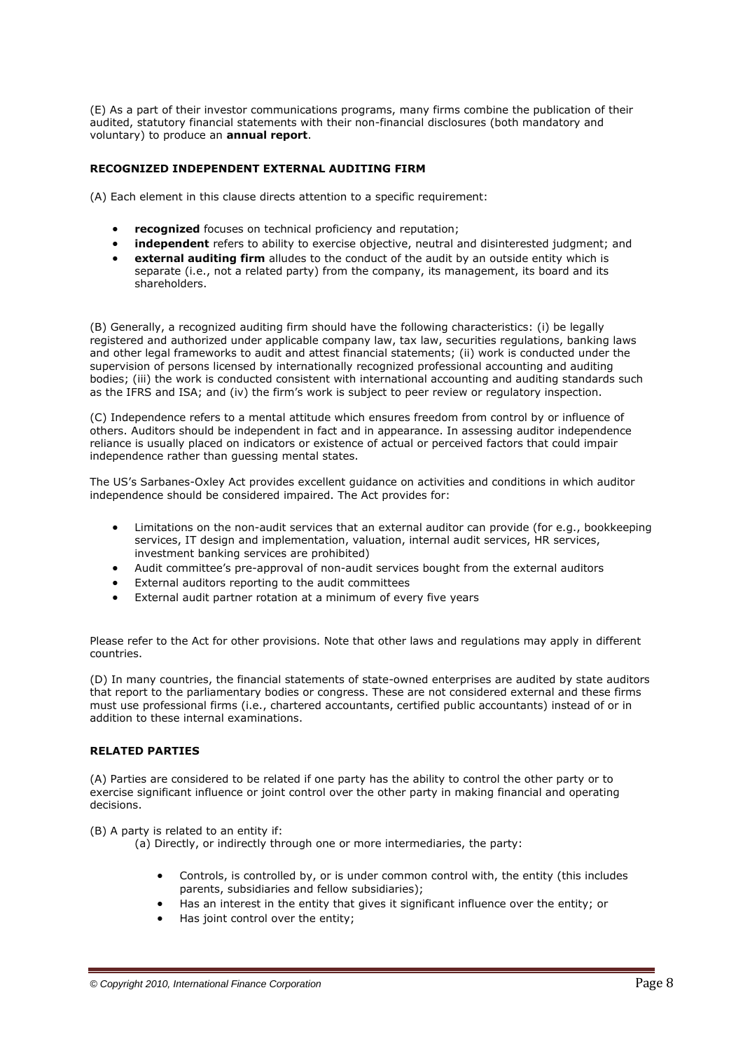(E) As a part of their investor communications programs, many firms combine the publication of their audited, statutory financial statements with their non-financial disclosures (both mandatory and voluntary) to produce an **annual report**.

### RECOGNIZED INDEPENDENT EXTERNAL AUDITING FIRM

(A) Each element in this clause directs attention to a specific requirement:

- **recognized** focuses on technical proficiency and reputation;
- **independent** refers to ability to exercise objective, neutral and disinterested judgment; and
- **external auditing firm** alludes to the conduct of the audit by an outside entity which is separate (i.e., not a related party) from the company, its management, its board and its shareholders.

(B) Generally, a recognized auditing firm should have the following characteristics: (i) be legally registered and authorized under applicable company law, tax law, securities regulations, banking laws and other legal frameworks to audit and attest financial statements; (ii) work is conducted under the supervision of persons licensed by internationally recognized professional accounting and auditing bodies; (iii) the work is conducted consistent with international accounting and auditing standards such as the IFRS and ISA; and (iv) the firm's work is subject to peer review or regulatory inspection.

(C) Independence refers to a mental attitude which ensures freedom from control by or influence of others. Auditors should be independent in fact and in appearance. In assessing auditor independence reliance is usually placed on indicators or existence of actual or perceived factors that could impair independence rather than guessing mental states.

The US's Sarbanes-Oxley Act provides excellent guidance on activities and conditions in which auditor independence should be considered impaired. The Act provides for:

- Limitations on the non-audit services that an external auditor can provide (for e.g., bookkeeping services, IT design and implementation, valuation, internal audit services, HR services, investment banking services are prohibited)
- Audit committee's pre-approval of non-audit services bought from the external auditors
- External auditors reporting to the audit committees
- External audit partner rotation at a minimum of every five years

Please refer to the Act for other provisions. Note that other laws and regulations may apply in different countries.

(D) In many countries, the financial statements of state-owned enterprises are audited by state auditors that report to the parliamentary bodies or congress. These are not considered external and these firms must use professional firms (i.e., chartered accountants, certified public accountants) instead of or in addition to these internal examinations.

### RELATED PARTIES

(A) Parties are considered to be related if one party has the ability to control the other party or to exercise significant influence or joint control over the other party in making financial and operating decisions.

(B) A party is related to an entity if:

(a) Directly, or indirectly through one or more intermediaries, the party:

- Controls, is controlled by, or is under common control with, the entity (this includes parents, subsidiaries and fellow subsidiaries);
- Has an interest in the entity that gives it significant influence over the entity; or
- Has joint control over the entity;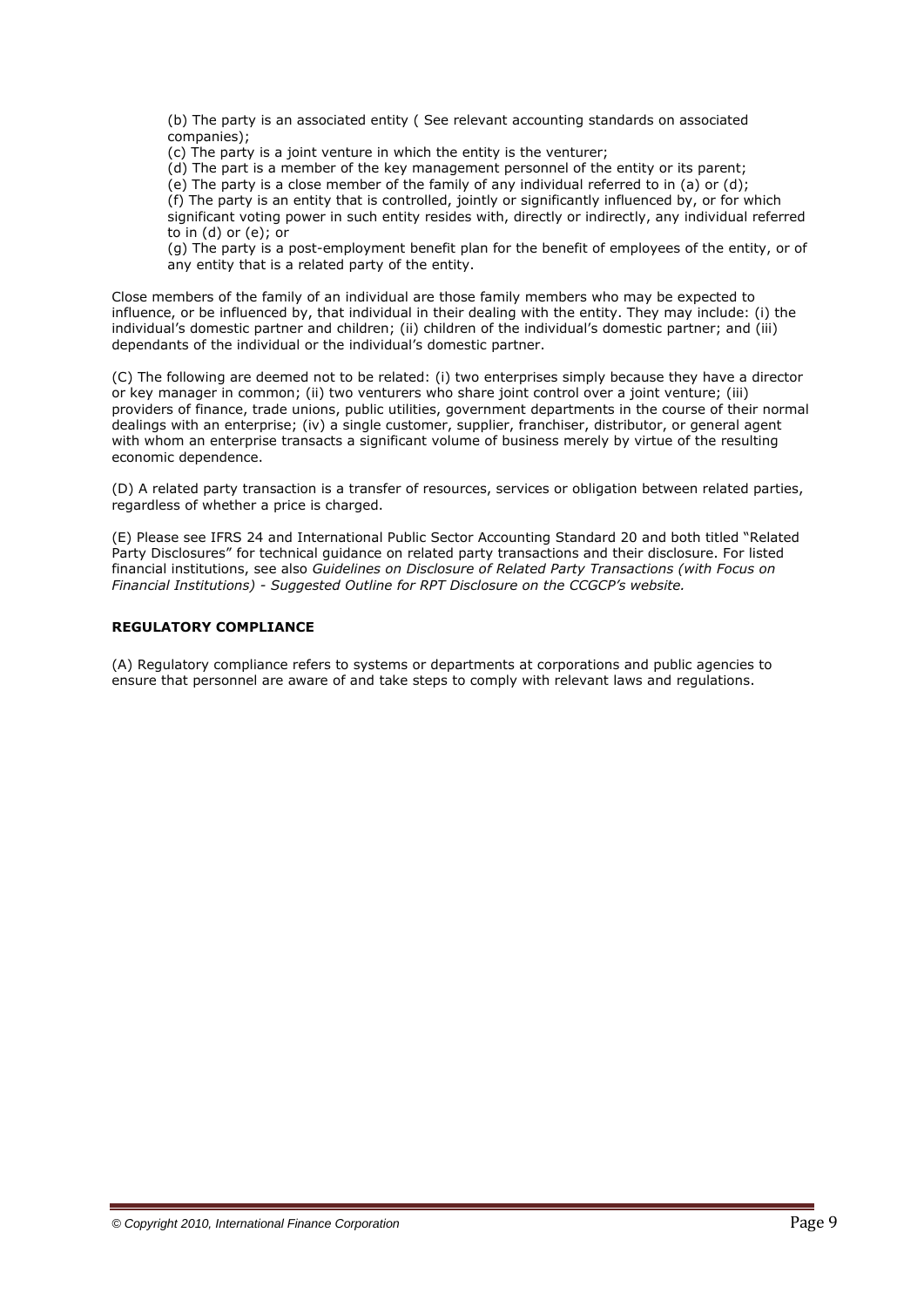(b) The party is an associated entity ( See relevant accounting standards on associated companies);
(c) The party is a joint venture in which the entity is the venturer;
(d) The part is a member of the key management personnel of the entity or its parent;
(e) The party is a close member of the family of any individual referred to in (a) or (d);
(f) The party is an entity that is controlled, jointly or significantly influenced by, or for which significant voting power in such entity resides with, directly or indirectly, any individual referred to in (d) or (e); or
(g) The party is a post-employment benefit plan for the benefit of employees of the entity, or of any entity that is a related party of the entity.

Close members of the family of an individual are those family members who may be expected to influence, or be influenced by, that individual in their dealing with the entity. They may include: (i) the individual's domestic partner and children; (ii) children of the individual's domestic partner; and (iii) dependants of the individual or the individual's domestic partner.

(C) The following are deemed not to be related: (i) two enterprises simply because they have a director or key manager in common; (ii) two venturers who share joint control over a joint venture; (iii) providers of finance, trade unions, public utilities, government departments in the course of their normal dealings with an enterprise; (iv) a single customer, supplier, franchiser, distributor, or general agent with whom an enterprise transacts a significant volume of business merely by virtue of the resulting economic dependence.

(D) A related party transaction is a transfer of resources, services or obligation between related parties, regardless of whether a price is charged.

(E) Please see IFRS 24 and International Public Sector Accounting Standard 20 and both titled "Related Party Disclosures" for technical guidance on related party transactions and their disclosure. For listed financial institutions, see also *Guidelines on Disclosure of Related Party Transactions (with Focus on Financial Institutions) - Suggested Outline for RPT Disclosure on the CCGCP's website.*

**REGULATORY COMPLIANCE**

(A) Regulatory compliance refers to systems or departments at corporations and public agencies to ensure that personnel are aware of and take steps to comply with relevant laws and regulations.